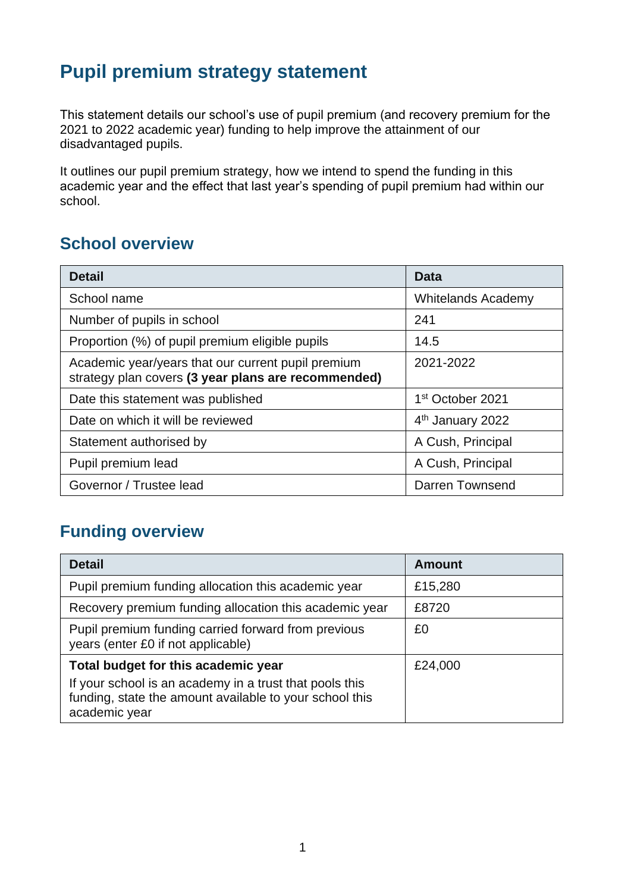# Pupil premium strategy statement

This statement details our school's use of pupil premium (and recovery premium for the 2021 to 2022 academic year) funding to help improve the attainment of our disadvantaged pupils.

It outlines our pupil premium strategy, how we intend to spend the funding in this academic year and the effect that last year's spending of pupil premium had within our school.

## School overview

| Detail | Data |
|---|---|
| School name | Whitelands Academy |
| Number of pupils in school | 241 |
| Proportion (%) of pupil premium eligible pupils | 14.5 |
| Academic year/years that our current pupil premium strategy plan covers **(3 year plans are recommended)** | 2021-2022 |
| Date this statement was published | 1st October 2021 |
| Date on which it will be reviewed | 4th January 2022 |
| Statement authorised by | A Cush, Principal |
| Pupil premium lead | A Cush, Principal |
| Governor / Trustee lead | Darren Townsend |

## Funding overview

| Detail | Amount |
|---|---|
| Pupil premium funding allocation this academic year | £15,280 |
| Recovery premium funding allocation this academic year | £8720 |
| Pupil premium funding carried forward from previous years (enter £0 if not applicable) | £0 |
| **Total budget for this academic year** If your school is an academy in a trust that pools this funding, state the amount available to your school this academic year | £24,000 |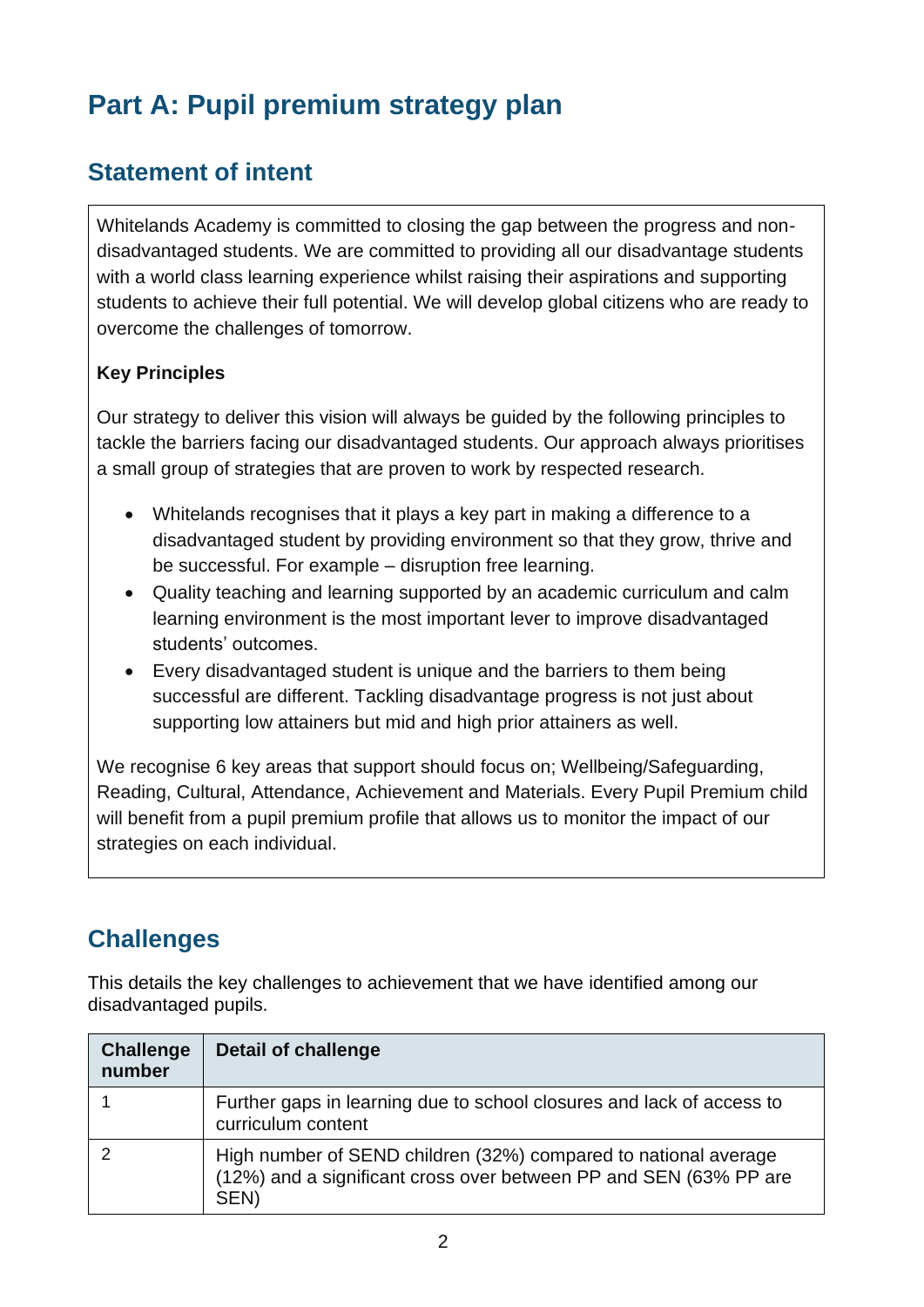# Part A: Pupil premium strategy plan

## Statement of intent

Whitelands Academy is committed to closing the gap between the progress and non-disadvantaged students. We are committed to providing all our disadvantage students with a world class learning experience whilst raising their aspirations and supporting students to achieve their full potential. We will develop global citizens who are ready to overcome the challenges of tomorrow.

**Key Principles**

Our strategy to deliver this vision will always be guided by the following principles to tackle the barriers facing our disadvantaged students. Our approach always prioritises a small group of strategies that are proven to work by respected research.

- Whitelands recognises that it plays a key part in making a difference to a disadvantaged student by providing environment so that they grow, thrive and be successful. For example – disruption free learning.
- Quality teaching and learning supported by an academic curriculum and calm learning environment is the most important lever to improve disadvantaged students' outcomes.
- Every disadvantaged student is unique and the barriers to them being successful are different. Tackling disadvantage progress is not just about supporting low attainers but mid and high prior attainers as well.

We recognise 6 key areas that support should focus on; Wellbeing/Safeguarding, Reading, Cultural, Attendance, Achievement and Materials. Every Pupil Premium child will benefit from a pupil premium profile that allows us to monitor the impact of our strategies on each individual.

## Challenges

This details the key challenges to achievement that we have identified among our disadvantaged pupils.

| Challenge number | Detail of challenge |
| --- | --- |
| 1 | Further gaps in learning due to school closures and lack of access to curriculum content |
| 2 | High number of SEND children (32%) compared to national average (12%) and a significant cross over between PP and SEN (63% PP are SEN) |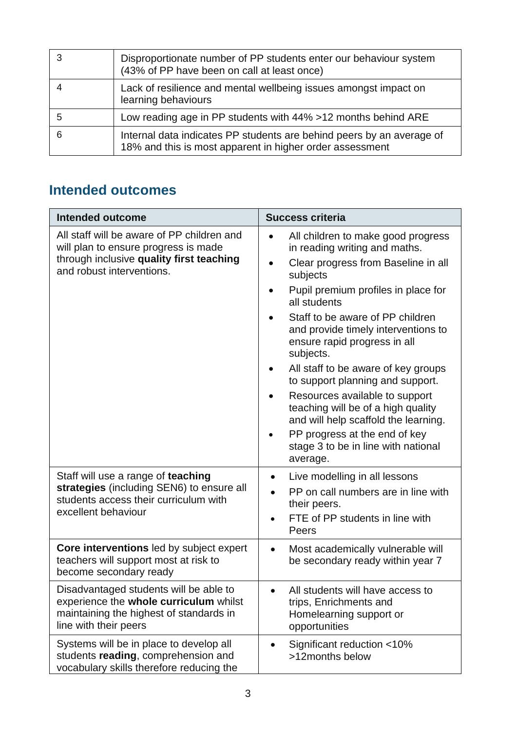| | |
|---|---|
| 3 | Disproportionate number of PP students enter our behaviour system (43% of PP have been on call at least once) |
| 4 | Lack of resilience and mental wellbeing issues amongst impact on learning behaviours |
| 5 | Low reading age in PP students with 44% >12 months behind ARE |
| 6 | Internal data indicates PP students are behind peers by an average of 18% and this is most apparent in higher order assessment |

## Intended outcomes

| Intended outcome | Success criteria |
|---|---|
| All staff will be aware of PP children and will plan to ensure progress is made through inclusive **quality first teaching** and robust interventions. | • All children to make good progress in reading writing and maths.<br>• Clear progress from Baseline in all subjects<br>• Pupil premium profiles in place for all students<br>• Staff to be aware of PP children and provide timely interventions to ensure rapid progress in all subjects.<br>• All staff to be aware of key groups to support planning and support.<br>• Resources available to support teaching will be of a high quality and will help scaffold the learning.<br>• PP progress at the end of key stage 3 to be in line with national average. |
| Staff will use a range of **teaching strategies** (including SEN6) to ensure all students access their curriculum with excellent behaviour | • Live modelling in all lessons<br>• PP on call numbers are in line with their peers.<br>• FTE of PP students in line with Peers |
| **Core interventions** led by subject expert teachers will support most at risk to become secondary ready | • Most academically vulnerable will be secondary ready within year 7 |
| Disadvantaged students will be able to experience the **whole curriculum** whilst maintaining the highest of standards in line with their peers | • All students will have access to trips, Enrichments and Homelearning support or opportunities |
| Systems will be in place to develop all students **reading**, comprehension and vocabulary skills therefore reducing the | • Significant reduction <10% >12months below |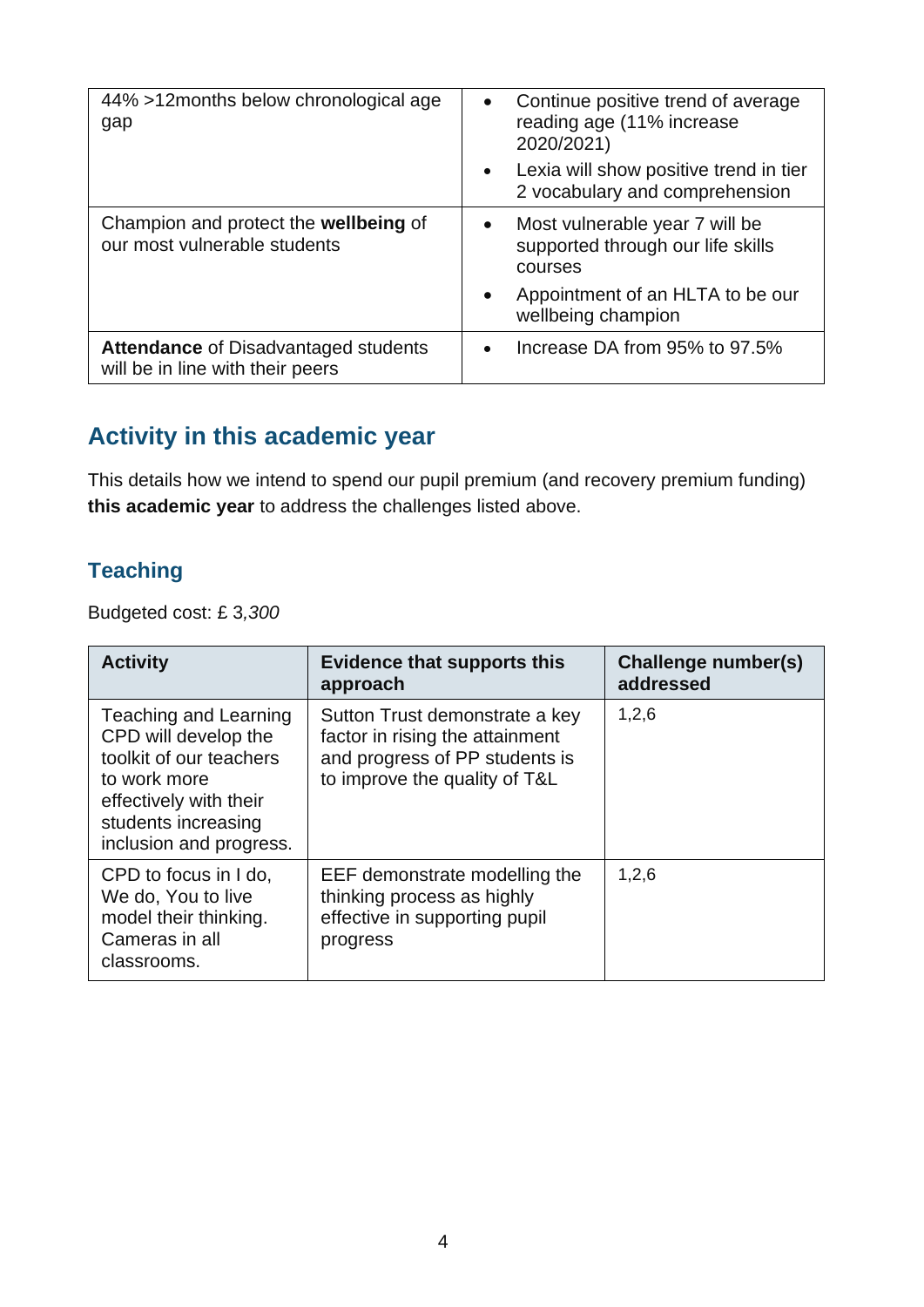| | |
|---|---|
| 44% >12months below chronological age gap | • Continue positive trend of average reading age (11% increase 2020/2021)<br>• Lexia will show positive trend in tier 2 vocabulary and comprehension |
| Champion and protect the **wellbeing** of our most vulnerable students | • Most vulnerable year 7 will be supported through our life skills courses<br>• Appointment of an HLTA to be our wellbeing champion |
| **Attendance** of Disadvantaged students will be in line with their peers | • Increase DA from 95% to 97.5% |

## Activity in this academic year

This details how we intend to spend our pupil premium (and recovery premium funding) **this academic year** to address the challenges listed above.

### Teaching

Budgeted cost: £ 3*,300*

| Activity | Evidence that supports this approach | Challenge number(s) addressed |
|---|---|---|
| Teaching and Learning CPD will develop the toolkit of our teachers to work more effectively with their students increasing inclusion and progress. | Sutton Trust demonstrate a key factor in rising the attainment and progress of PP students is to improve the quality of T&L | 1,2,6 |
| CPD to focus in I do, We do, You to live model their thinking. Cameras in all classrooms. | EEF demonstrate modelling the thinking process as highly effective in supporting pupil progress | 1,2,6 |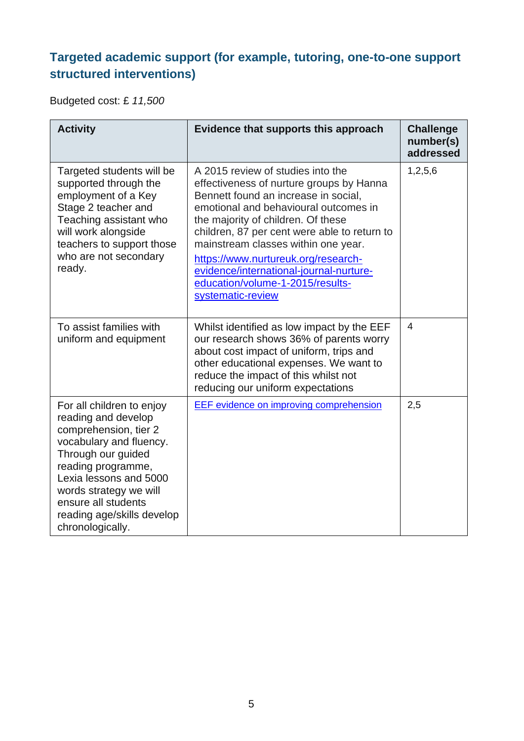## Targeted academic support (for example, tutoring, one-to-one support structured interventions)

Budgeted cost: £ *11,500*

| Activity | Evidence that supports this approach | Challenge number(s) addressed |
|---|---|---|
| Targeted students will be supported through the employment of a Key Stage 2 teacher and Teaching assistant who will work alongside teachers to support those who are not secondary ready. | A 2015 review of studies into the effectiveness of nurture groups by Hanna Bennett found an increase in social, emotional and behavioural outcomes in the majority of children. Of these children, 87 per cent were able to return to mainstream classes within one year. [https://www.nurtureuk.org/research-evidence/international-journal-nurture-education/volume-1-2015/results-systematic-review](https://www.nurtureuk.org/research-evidence/international-journal-nurture-education/volume-1-2015/results-systematic-review) | 1,2,5,6 |
| To assist families with uniform and equipment | Whilst identified as low impact by the EEF our research shows 36% of parents worry about cost impact of uniform, trips and other educational expenses. We want to reduce the impact of this whilst not reducing our uniform expectations | 4 |
| For all children to enjoy reading and develop comprehension, tier 2 vocabulary and fluency. Through our guided reading programme, Lexia lessons and 5000 words strategy we will ensure all students reading age/skills develop chronologically. | EEF evidence on improving comprehension | 2,5 |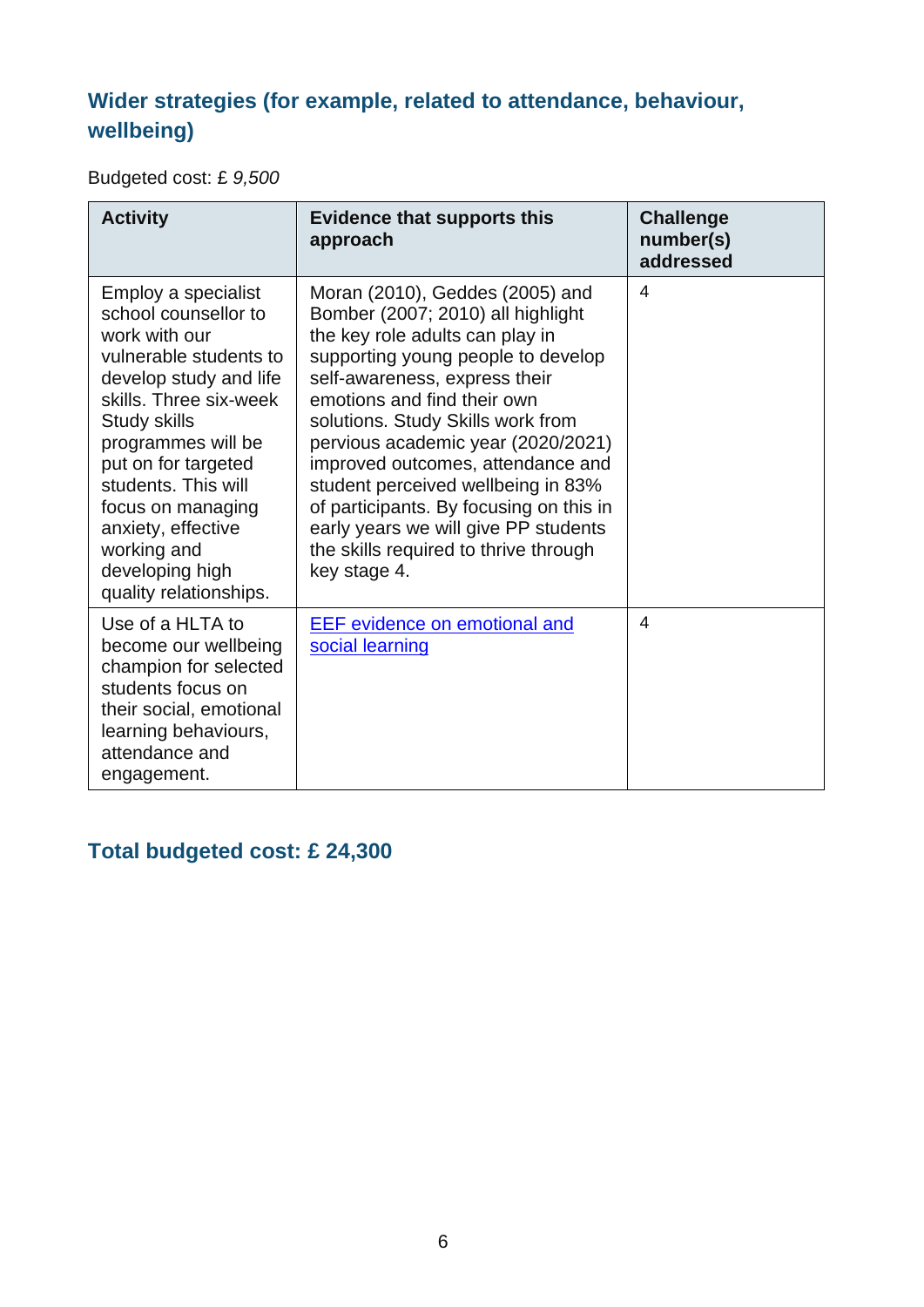## Wider strategies (for example, related to attendance, behaviour, wellbeing)

Budgeted cost: £ *9,500*

| Activity | Evidence that supports this approach | Challenge number(s) addressed |
| --- | --- | --- |
| Employ a specialist school counsellor to work with our vulnerable students to develop study and life skills. Three six-week Study skills programmes will be put on for targeted students. This will focus on managing anxiety, effective working and developing high quality relationships. | Moran (2010), Geddes (2005) and Bomber (2007; 2010) all highlight the key role adults can play in supporting young people to develop self-awareness, express their emotions and find their own solutions. Study Skills work from pervious academic year (2020/2021) improved outcomes, attendance and student perceived wellbeing in 83% of participants. By focusing on this in early years we will give PP students the skills required to thrive through key stage 4. | 4 |
| Use of a HLTA to become our wellbeing champion for selected students focus on their social, emotional learning behaviours, attendance and engagement. | [EEF evidence on emotional and social learning] | 4 |

## Total budgeted cost: £ 24,300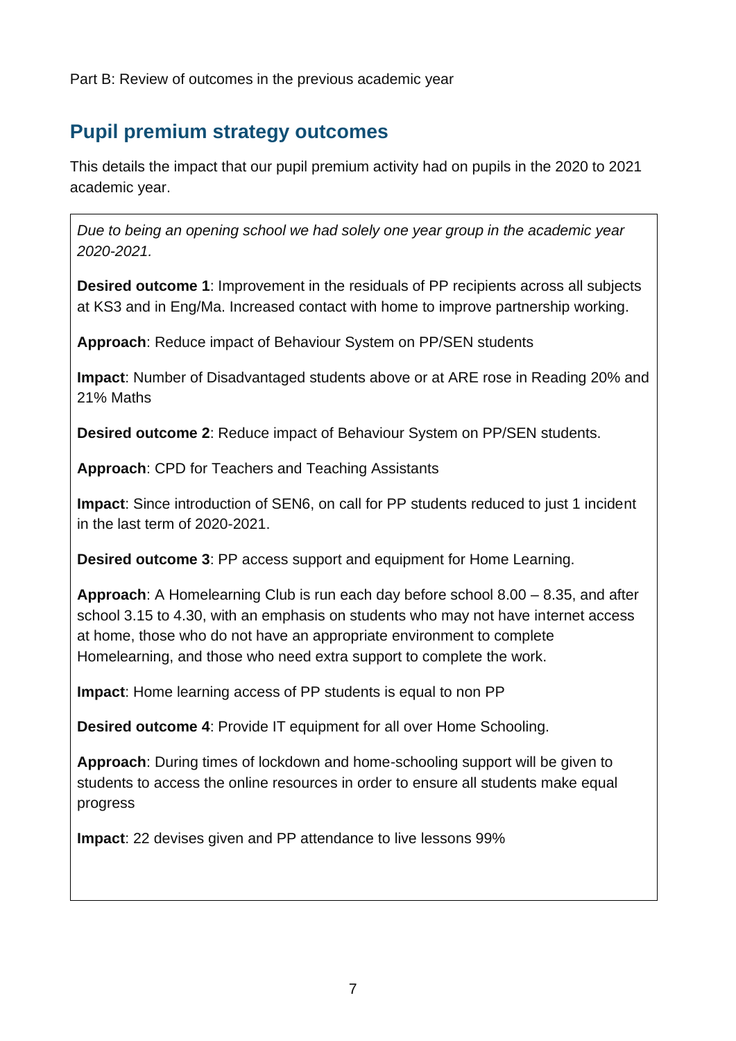Part B: Review of outcomes in the previous academic year

## Pupil premium strategy outcomes

This details the impact that our pupil premium activity had on pupils in the 2020 to 2021 academic year.

*Due to being an opening school we had solely one year group in the academic year 2020-2021.*

**Desired outcome 1**: Improvement in the residuals of PP recipients across all subjects at KS3 and in Eng/Ma. Increased contact with home to improve partnership working.

**Approach**: Reduce impact of Behaviour System on PP/SEN students

**Impact**: Number of Disadvantaged students above or at ARE rose in Reading 20% and 21% Maths

**Desired outcome 2**: Reduce impact of Behaviour System on PP/SEN students.

**Approach**: CPD for Teachers and Teaching Assistants

**Impact**: Since introduction of SEN6, on call for PP students reduced to just 1 incident in the last term of 2020-2021.

**Desired outcome 3**: PP access support and equipment for Home Learning.

**Approach**: A Homelearning Club is run each day before school 8.00 – 8.35, and after school 3.15 to 4.30, with an emphasis on students who may not have internet access at home, those who do not have an appropriate environment to complete Homelearning, and those who need extra support to complete the work.

**Impact**: Home learning access of PP students is equal to non PP

**Desired outcome 4**: Provide IT equipment for all over Home Schooling.

**Approach**: During times of lockdown and home-schooling support will be given to students to access the online resources in order to ensure all students make equal progress

**Impact**: 22 devises given and PP attendance to live lessons 99%